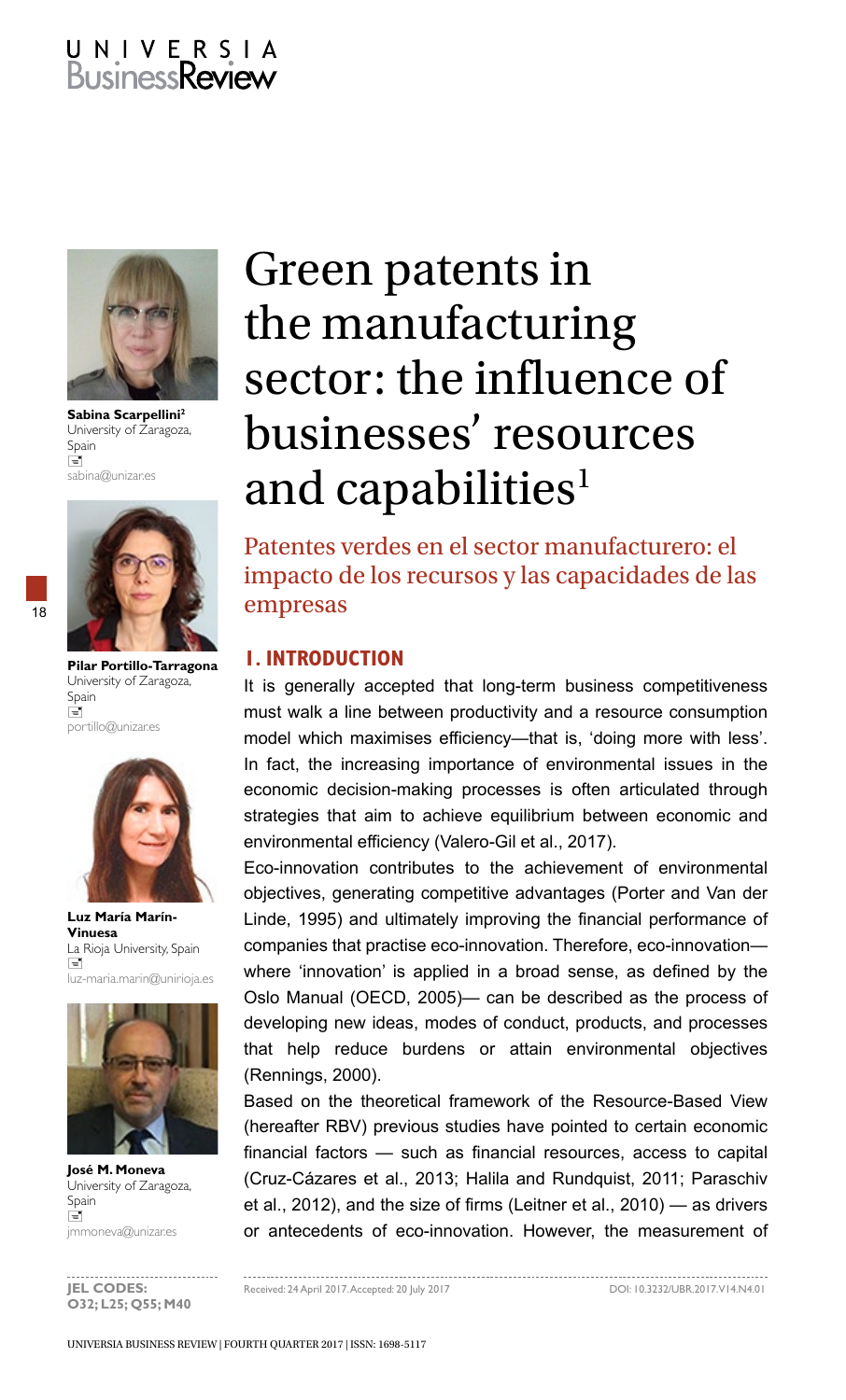# Green patents in the manufacturing sector: the influence of businesses' resources and capabilities[1]

## Patentes verdes en el sector manufacturero: el impacto de los recursos y las capacidades de las empresas

**Sabina Scarpellini**[2]
University of Zaragoza, Spain
sabina@unizar.es

**Pilar Portillo-Tarragona**
University of Zaragoza, Spain
portillo@unizar.es

**Luz María Marín-Vinuesa**
La Rioja University, Spain
luz-maria.marin@unirioja.es

**José M. Moneva**
University of Zaragoza, Spain
jmmoneva@unizar.es

**JEL CODES:** O32; L25; Q55; M40

Received: 24 April 2017. Accepted: 20 July 2017

DOI: 10.3232/UBR.2017.V14.N4.01

## 1. INTRODUCTION

It is generally accepted that long-term business competitiveness must walk a line between productivity and a resource consumption model which maximises efficiency—that is, 'doing more with less'. In fact, the increasing importance of environmental issues in the economic decision-making processes is often articulated through strategies that aim to achieve equilibrium between economic and environmental efficiency (Valero-Gil et al., 2017).

Eco-innovation contributes to the achievement of environmental objectives, generating competitive advantages (Porter and Van der Linde, 1995) and ultimately improving the financial performance of companies that practise eco-innovation. Therefore, eco-innovation—where 'innovation' is applied in a broad sense, as defined by the Oslo Manual (OECD, 2005)— can be described as the process of developing new ideas, modes of conduct, products, and processes that help reduce burdens or attain environmental objectives (Rennings, 2000).

Based on the theoretical framework of the Resource-Based View (hereafter RBV) previous studies have pointed to certain economic financial factors — such as financial resources, access to capital (Cruz-Cázares et al., 2013; Halila and Rundquist, 2011; Paraschiv et al., 2012), and the size of firms (Leitner et al., 2010) — as drivers or antecedents of eco-innovation. However, the measurement of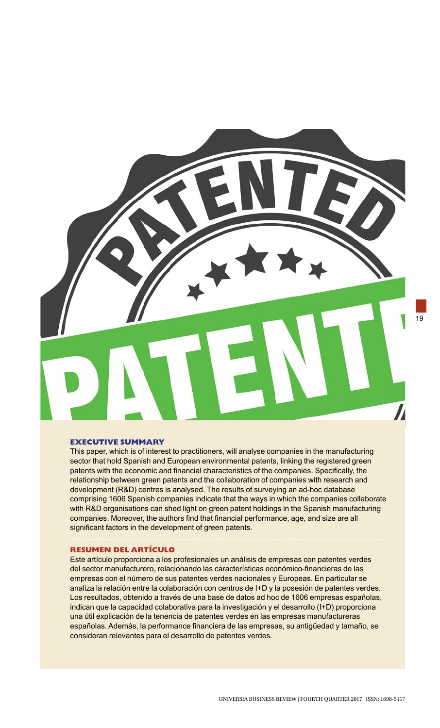## EXECUTIVE SUMMARY

This paper, which is of interest to practitioners, will analyse companies in the manufacturing sector that hold Spanish and European environmental patents, linking the registered green patents with the economic and financial characteristics of the companies. Specifically, the relationship between green patents and the collaboration of companies with research and development (R&D) centres is analysed. The results of surveying an ad-hoc database comprising 1606 Spanish companies indicate that the ways in which the companies collaborate with R&D organisations can shed light on green patent holdings in the Spanish manufacturing companies. Moreover, the authors find that financial performance, age, and size are all significant factors in the development of green patents.

## RESUMEN DEL ARTÍCULO

Este artículo proporciona a los profesionales un análisis de empresas con patentes verdes del sector manufacturero, relacionando las características económico-financieras de las empresas con el número de sus patentes verdes nacionales y Europeas. En particular se analiza la relación entre la colaboración con centros de I+D y la posesión de patentes verdes. Los resultados, obtenido a través de una base de datos ad hoc de 1606 empresas españolas, indican que la capacidad colaborativa para la investigación y el desarrollo (I+D) proporciona una útil explicación de la tenencia de patentes verdes en las empresas manufactureras españolas. Además, la performance financiera de las empresas, su antigüedad y tamaño, se consideran relevantes para el desarrollo de patentes verdes.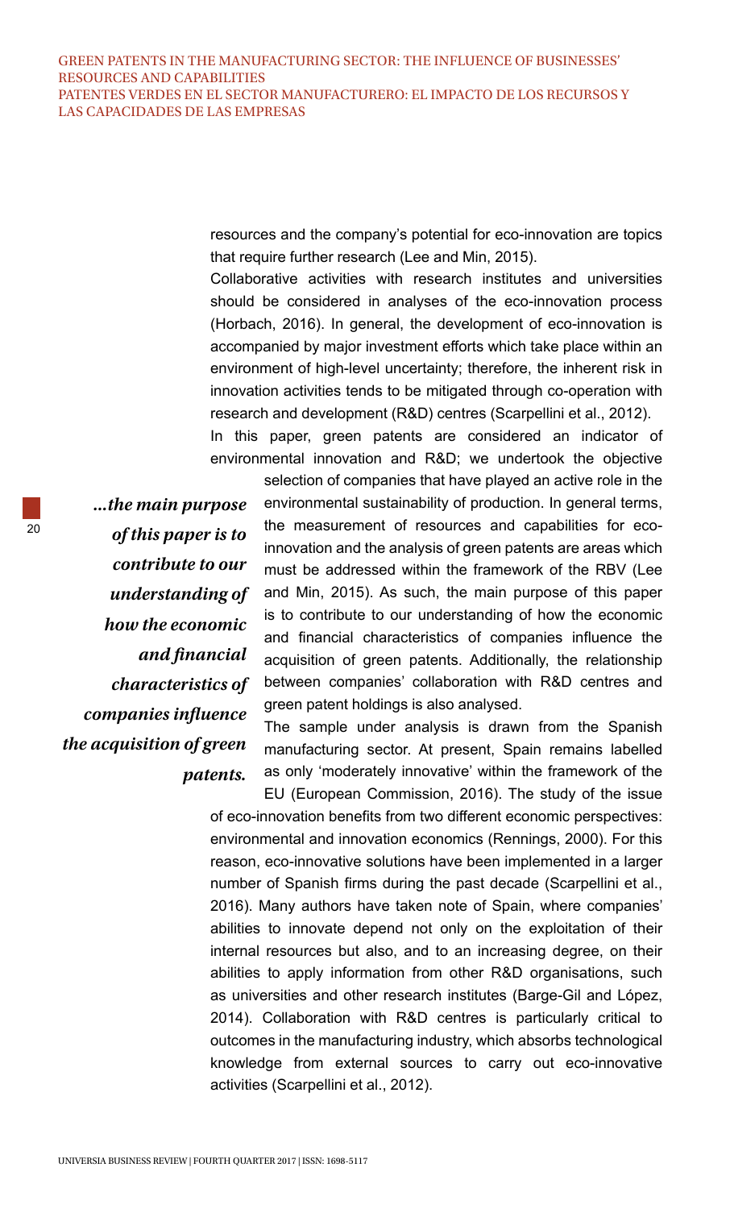resources and the company's potential for eco-innovation are topics that require further research (Lee and Min, 2015).

Collaborative activities with research institutes and universities should be considered in analyses of the eco-innovation process (Horbach, 2016). In general, the development of eco-innovation is accompanied by major investment efforts which take place within an environment of high-level uncertainty; therefore, the inherent risk in innovation activities tends to be mitigated through co-operation with research and development (R&D) centres (Scarpellini et al., 2012).

In this paper, green patents are considered an indicator of environmental innovation and R&D; we undertook the objective selection of companies that have played an active role in the environmental sustainability of production. In general terms, the measurement of resources and capabilities for eco-innovation and the analysis of green patents are areas which must be addressed within the framework of the RBV (Lee and Min, 2015). As such, the main purpose of this paper is to contribute to our understanding of how the economic and financial characteristics of companies influence the acquisition of green patents. Additionally, the relationship between companies' collaboration with R&D centres and green patent holdings is also analysed.

> ***...the main purpose of this paper is to contribute to our understanding of how the economic and financial characteristics of companies influence the acquisition of green patents.***

The sample under analysis is drawn from the Spanish manufacturing sector. At present, Spain remains labelled as only 'moderately innovative' within the framework of the EU (European Commission, 2016). The study of the issue of eco-innovation benefits from two different economic perspectives: environmental and innovation economics (Rennings, 2000). For this reason, eco-innovative solutions have been implemented in a larger number of Spanish firms during the past decade (Scarpellini et al., 2016). Many authors have taken note of Spain, where companies' abilities to innovate depend not only on the exploitation of their internal resources but also, and to an increasing degree, on their abilities to apply information from other R&D organisations, such as universities and other research institutes (Barge-Gil and López, 2014). Collaboration with R&D centres is particularly critical to outcomes in the manufacturing industry, which absorbs technological knowledge from external sources to carry out eco-innovative activities (Scarpellini et al., 2012).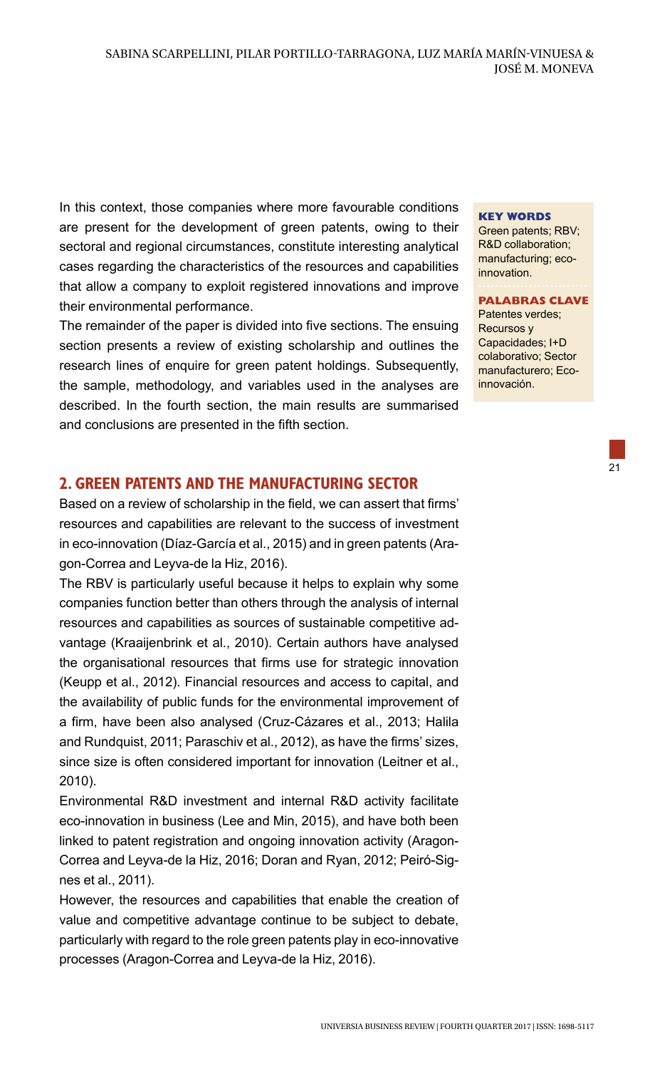In this context, those companies where more favourable conditions are present for the development of green patents, owing to their sectoral and regional circumstances, constitute interesting analytical cases regarding the characteristics of the resources and capabilities that allow a company to exploit registered innovations and improve their environmental performance.

The remainder of the paper is divided into five sections. The ensuing section presents a review of existing scholarship and outlines the research lines of enquire for green patent holdings. Subsequently, the sample, methodology, and variables used in the analyses are described. In the fourth section, the main results are summarised and conclusions are presented in the fifth section.

**KEY WORDS**
Green patents; RBV; R&D collaboration; manufacturing; eco-innovation.

**PALABRAS CLAVE**
Patentes verdes; Recursos y Capacidades; I+D colaborativo; Sector manufacturero; Eco-innovación.

## 2. GREEN PATENTS AND THE MANUFACTURING SECTOR

Based on a review of scholarship in the field, we can assert that firms' resources and capabilities are relevant to the success of investment in eco-innovation (Díaz-García et al., 2015) and in green patents (Aragon-Correa and Leyva-de la Hiz, 2016).

The RBV is particularly useful because it helps to explain why some companies function better than others through the analysis of internal resources and capabilities as sources of sustainable competitive advantage (Kraaijenbrink et al., 2010). Certain authors have analysed the organisational resources that firms use for strategic innovation (Keupp et al., 2012). Financial resources and access to capital, and the availability of public funds for the environmental improvement of a firm, have been also analysed (Cruz-Cázares et al., 2013; Halila and Rundquist, 2011; Paraschiv et al., 2012), as have the firms' sizes, since size is often considered important for innovation (Leitner et al., 2010).

Environmental R&D investment and internal R&D activity facilitate eco-innovation in business (Lee and Min, 2015), and have both been linked to patent registration and ongoing innovation activity (Aragon-Correa and Leyva-de la Hiz, 2016; Doran and Ryan, 2012; Peiró-Signes et al., 2011).

However, the resources and capabilities that enable the creation of value and competitive advantage continue to be subject to debate, particularly with regard to the role green patents play in eco-innovative processes (Aragon-Correa and Leyva-de la Hiz, 2016).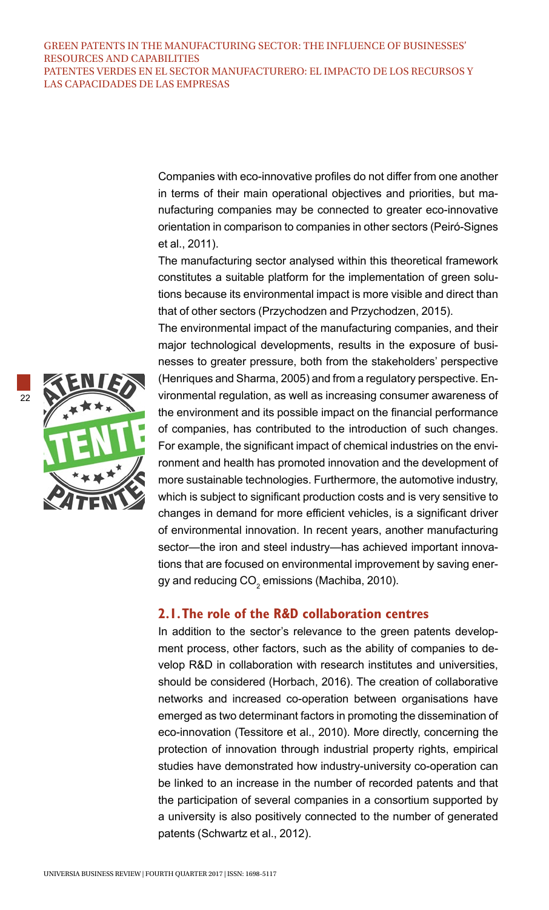Companies with eco-innovative profiles do not differ from one another in terms of their main operational objectives and priorities, but manufacturing companies may be connected to greater eco-innovative orientation in comparison to companies in other sectors (Peiró-Signes et al., 2011).

The manufacturing sector analysed within this theoretical framework constitutes a suitable platform for the implementation of green solutions because its environmental impact is more visible and direct than that of other sectors (Przychodzen and Przychodzen, 2015).

The environmental impact of the manufacturing companies, and their major technological developments, results in the exposure of businesses to greater pressure, both from the stakeholders' perspective (Henriques and Sharma, 2005) and from a regulatory perspective. Environmental regulation, as well as increasing consumer awareness of the environment and its possible impact on the financial performance of companies, has contributed to the introduction of such changes. For example, the significant impact of chemical industries on the environment and health has promoted innovation and the development of more sustainable technologies. Furthermore, the automotive industry, which is subject to significant production costs and is very sensitive to changes in demand for more efficient vehicles, is a significant driver of environmental innovation. In recent years, another manufacturing sector—the iron and steel industry—has achieved important innovations that are focused on environmental improvement by saving energy and reducing $CO_2$ emissions (Machiba, 2010).

## 2.1. The role of the R&D collaboration centres

In addition to the sector's relevance to the green patents development process, other factors, such as the ability of companies to develop R&D in collaboration with research institutes and universities, should be considered (Horbach, 2016). The creation of collaborative networks and increased co-operation between organisations have emerged as two determinant factors in promoting the dissemination of eco-innovation (Tessitore et al., 2010). More directly, concerning the protection of innovation through industrial property rights, empirical studies have demonstrated how industry-university co-operation can be linked to an increase in the number of recorded patents and that the participation of several companies in a consortium supported by a university is also positively connected to the number of generated patents (Schwartz et al., 2012).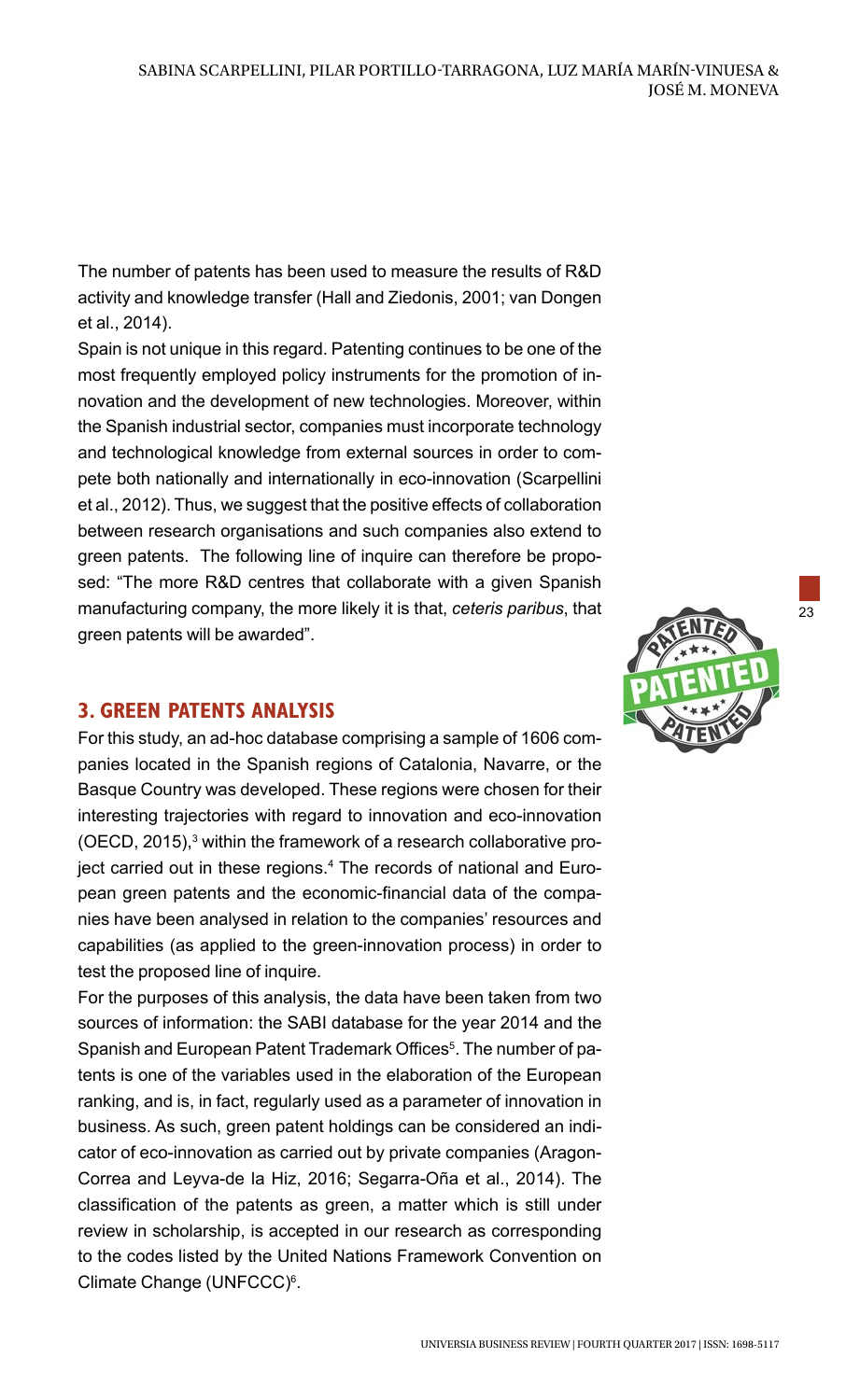The number of patents has been used to measure the results of R&D activity and knowledge transfer (Hall and Ziedonis, 2001; van Dongen et al., 2014).

Spain is not unique in this regard. Patenting continues to be one of the most frequently employed policy instruments for the promotion of innovation and the development of new technologies. Moreover, within the Spanish industrial sector, companies must incorporate technology and technological knowledge from external sources in order to compete both nationally and internationally in eco-innovation (Scarpellini et al., 2012). Thus, we suggest that the positive effects of collaboration between research organisations and such companies also extend to green patents. The following line of inquire can therefore be proposed: "The more R&D centres that collaborate with a given Spanish manufacturing company, the more likely it is that, *ceteris paribus*, that green patents will be awarded".

## 3. GREEN PATENTS ANALYSIS

For this study, an ad-hoc database comprising a sample of 1606 companies located in the Spanish regions of Catalonia, Navarre, or the Basque Country was developed. These regions were chosen for their interesting trajectories with regard to innovation and eco-innovation (OECD, 2015),[3] within the framework of a research collaborative project carried out in these regions.[4] The records of national and European green patents and the economic-financial data of the companies have been analysed in relation to the companies' resources and capabilities (as applied to the green-innovation process) in order to test the proposed line of inquire.

For the purposes of this analysis, the data have been taken from two sources of information: the SABI database for the year 2014 and the Spanish and European Patent Trademark Offices[5]. The number of patents is one of the variables used in the elaboration of the European ranking, and is, in fact, regularly used as a parameter of innovation in business. As such, green patent holdings can be considered an indicator of eco-innovation as carried out by private companies (Aragon-Correa and Leyva-de la Hiz, 2016; Segarra-Oña et al., 2014). The classification of the patents as green, a matter which is still under review in scholarship, is accepted in our research as corresponding to the codes listed by the United Nations Framework Convention on Climate Change (UNFCCC)[6].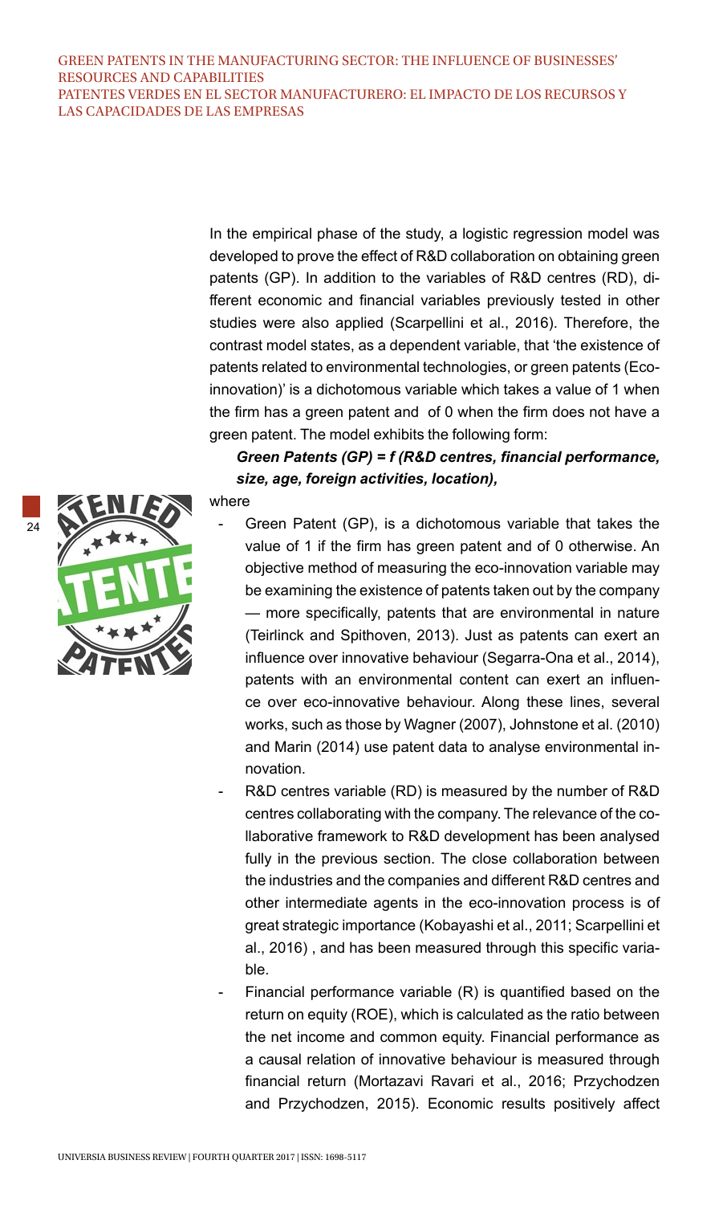In the empirical phase of the study, a logistic regression model was developed to prove the effect of R&D collaboration on obtaining green patents (GP). In addition to the variables of R&D centres (RD), different economic and financial variables previously tested in other studies were also applied (Scarpellini et al., 2016). Therefore, the contrast model states, as a dependent variable, that 'the existence of patents related to environmental technologies, or green patents (Eco-innovation)' is a dichotomous variable which takes a value of 1 when the firm has a green patent and of 0 when the firm does not have a green patent. The model exhibits the following form:

***Green Patents (GP) = f (R&D centres, financial performance, size, age, foreign activities, location),***

where

- Green Patent (GP), is a dichotomous variable that takes the value of 1 if the firm has green patent and of 0 otherwise. An objective method of measuring the eco-innovation variable may be examining the existence of patents taken out by the company — more specifically, patents that are environmental in nature (Teirlinck and Spithoven, 2013). Just as patents can exert an influence over innovative behaviour (Segarra-Ona et al., 2014), patents with an environmental content can exert an influence over eco-innovative behaviour. Along these lines, several works, such as those by Wagner (2007), Johnstone et al. (2010) and Marin (2014) use patent data to analyse environmental innovation.
- R&D centres variable (RD) is measured by the number of R&D centres collaborating with the company. The relevance of the collaborative framework to R&D development has been analysed fully in the previous section. The close collaboration between the industries and the companies and different R&D centres and other intermediate agents in the eco-innovation process is of great strategic importance (Kobayashi et al., 2011; Scarpellini et al., 2016) , and has been measured through this specific variable.
- Financial performance variable (R) is quantified based on the return on equity (ROE), which is calculated as the ratio between the net income and common equity. Financial performance as a causal relation of innovative behaviour is measured through financial return (Mortazavi Ravari et al., 2016; Przychodzen and Przychodzen, 2015). Economic results positively affect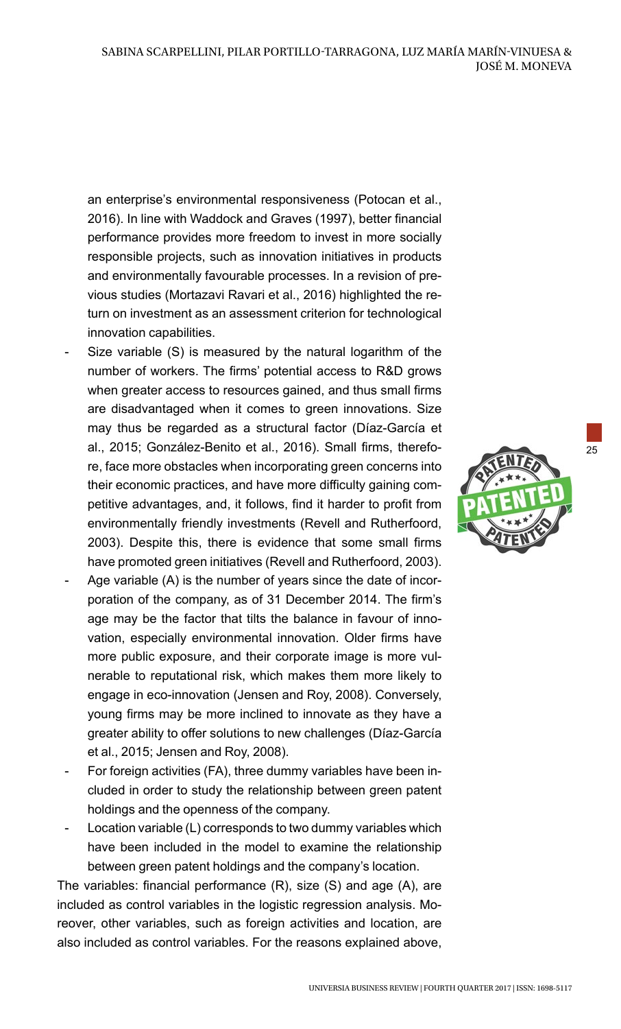an enterprise's environmental responsiveness (Potocan et al., 2016). In line with Waddock and Graves (1997), better financial performance provides more freedom to invest in more socially responsible projects, such as innovation initiatives in products and environmentally favourable processes. In a revision of previous studies (Mortazavi Ravari et al., 2016) highlighted the return on investment as an assessment criterion for technological innovation capabilities.

- Size variable (S) is measured by the natural logarithm of the number of workers. The firms' potential access to R&D grows when greater access to resources gained, and thus small firms are disadvantaged when it comes to green innovations. Size may thus be regarded as a structural factor (Díaz-García et al., 2015; González-Benito et al., 2016). Small firms, therefore, face more obstacles when incorporating green concerns into their economic practices, and have more difficulty gaining competitive advantages, and, it follows, find it harder to profit from environmentally friendly investments (Revell and Rutherfoord, 2003). Despite this, there is evidence that some small firms have promoted green initiatives (Revell and Rutherfoord, 2003).
- Age variable (A) is the number of years since the date of incorporation of the company, as of 31 December 2014. The firm's age may be the factor that tilts the balance in favour of innovation, especially environmental innovation. Older firms have more public exposure, and their corporate image is more vulnerable to reputational risk, which makes them more likely to engage in eco-innovation (Jensen and Roy, 2008). Conversely, young firms may be more inclined to innovate as they have a greater ability to offer solutions to new challenges (Díaz-García et al., 2015; Jensen and Roy, 2008).
- For foreign activities (FA), three dummy variables have been included in order to study the relationship between green patent holdings and the openness of the company.
- Location variable (L) corresponds to two dummy variables which have been included in the model to examine the relationship between green patent holdings and the company's location.

The variables: financial performance (R), size (S) and age (A), are included as control variables in the logistic regression analysis. Moreover, other variables, such as foreign activities and location, are also included as control variables. For the reasons explained above,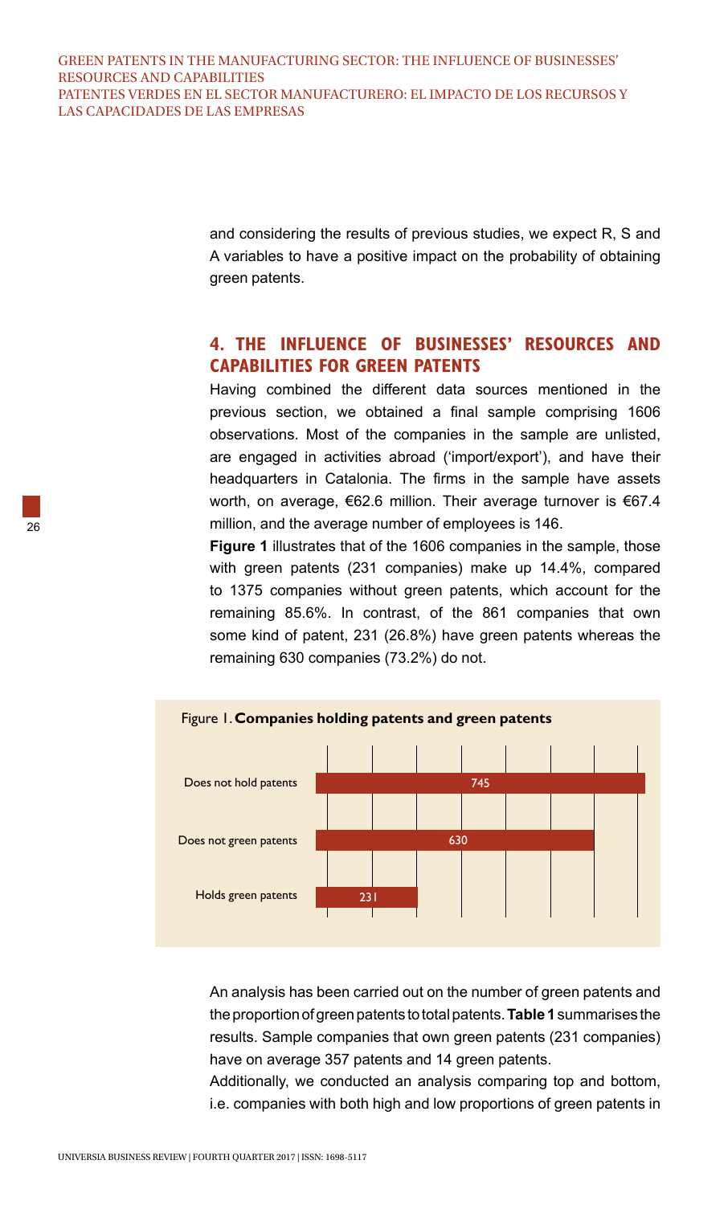and considering the results of previous studies, we expect R, S and A variables to have a positive impact on the probability of obtaining green patents.

## 4. THE INFLUENCE OF BUSINESSES' RESOURCES AND CAPABILITIES FOR GREEN PATENTS

Having combined the different data sources mentioned in the previous section, we obtained a final sample comprising 1606 observations. Most of the companies in the sample are unlisted, are engaged in activities abroad ('import/export'), and have their headquarters in Catalonia. The firms in the sample have assets worth, on average, €62.6 million. Their average turnover is €67.4 million, and the average number of employees is 146.

**Figure 1** illustrates that of the 1606 companies in the sample, those with green patents (231 companies) make up 14.4%, compared to 1375 companies without green patents, which account for the remaining 85.6%. In contrast, of the 861 companies that own some kind of patent, 231 (26.8%) have green patents whereas the remaining 630 companies (73.2%) do not.

Figure 1. **Companies holding patents and green patents**

| | |
|---|---|
| Does not hold patents | 745 |
| Does not green patents | 630 |
| Holds green patents | 231 |

An analysis has been carried out on the number of green patents and the proportion of green patents to total patents. **Table 1** summarises the results. Sample companies that own green patents (231 companies) have on average 357 patents and 14 green patents.

Additionally, we conducted an analysis comparing top and bottom, i.e. companies with both high and low proportions of green patents in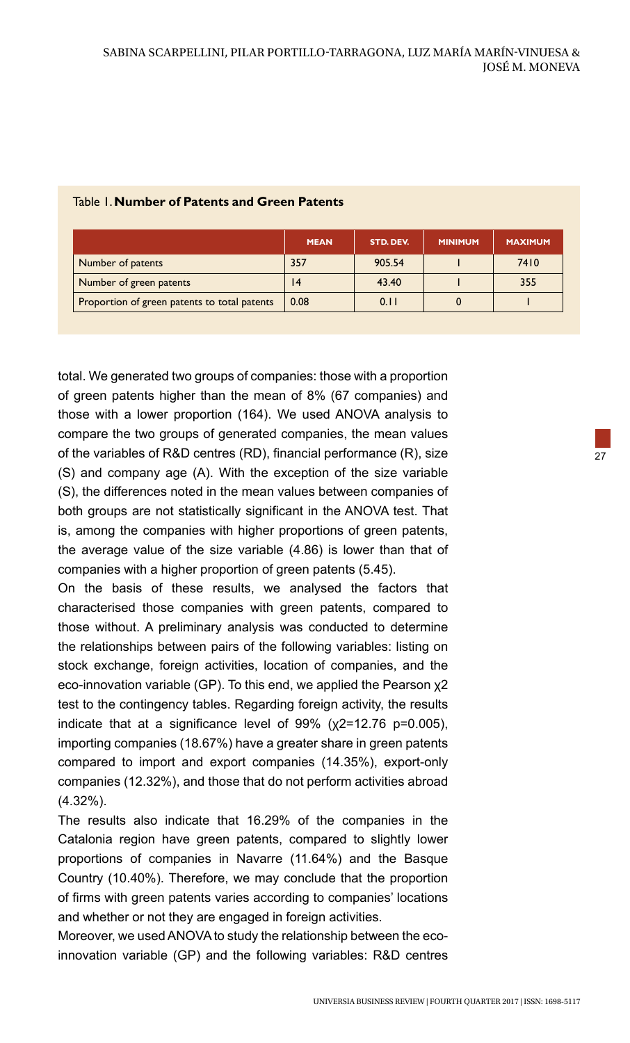Table 1. **Number of Patents and Green Patents**

| | MEAN | STD. DEV. | MINIMUM | MAXIMUM |
|---|---|---|---|---|
| Number of patents | 357 | 905.54 | 1 | 7410 |
| Number of green patents | 14 | 43.40 | 1 | 355 |
| Proportion of green patents to total patents | 0.08 | 0.11 | 0 | 1 |

total. We generated two groups of companies: those with a proportion of green patents higher than the mean of 8% (67 companies) and those with a lower proportion (164). We used ANOVA analysis to compare the two groups of generated companies, the mean values of the variables of R&D centres (RD), financial performance (R), size (S) and company age (A). With the exception of the size variable (S), the differences noted in the mean values between companies of both groups are not statistically significant in the ANOVA test. That is, among the companies with higher proportions of green patents, the average value of the size variable (4.86) is lower than that of companies with a higher proportion of green patents (5.45).

On the basis of these results, we analysed the factors that characterised those companies with green patents, compared to those without. A preliminary analysis was conducted to determine the relationships between pairs of the following variables: listing on stock exchange, foreign activities, location of companies, and the eco-innovation variable (GP). To this end, we applied the Pearson $\chi 2$ test to the contingency tables. Regarding foreign activity, the results indicate that at a significance level of 99% ($\chi 2=12.76$ $p=0.005$), importing companies (18.67%) have a greater share in green patents compared to import and export companies (14.35%), export-only companies (12.32%), and those that do not perform activities abroad (4.32%).

The results also indicate that 16.29% of the companies in the Catalonia region have green patents, compared to slightly lower proportions of companies in Navarre (11.64%) and the Basque Country (10.40%). Therefore, we may conclude that the proportion of firms with green patents varies according to companies' locations and whether or not they are engaged in foreign activities.

Moreover, we used ANOVA to study the relationship between the eco-innovation variable (GP) and the following variables: R&D centres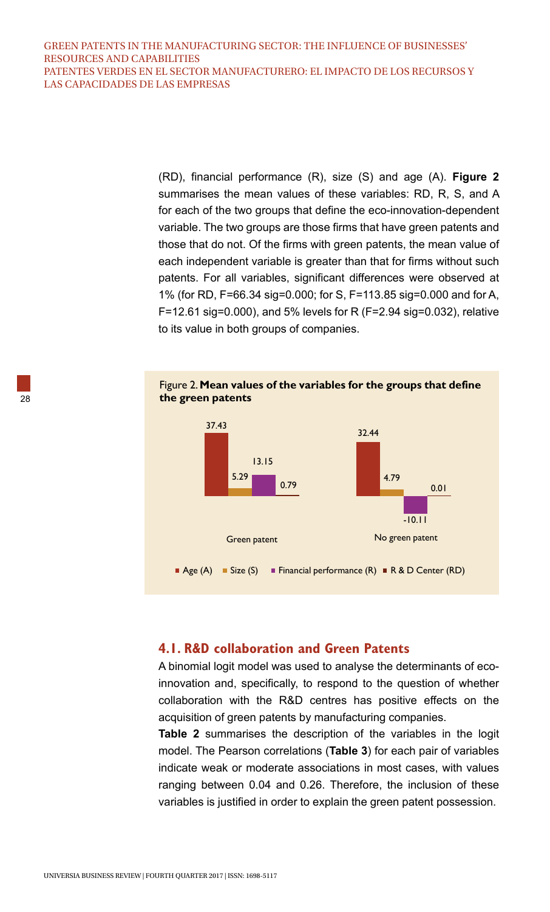(RD), financial performance (R), size (S) and age (A). **Figure 2** summarises the mean values of these variables: RD, R, S, and A for each of the two groups that define the eco-innovation-dependent variable. The two groups are those firms that have green patents and those that do not. Of the firms with green patents, the mean value of each independent variable is greater than that for firms without such patents. For all variables, significant differences were observed at 1% (for RD, F=66.34 sig=0.000; for S, F=113.85 sig=0.000 and for A, F=12.61 sig=0.000), and 5% levels for R (F=2.94 sig=0.032), relative to its value in both groups of companies.

Figure 2. **Mean values of the variables for the groups that define the green patents**

| | Age (A) | Size (S) | Financial performance (R) | R & D Center (RD) |
|---|---|---|---|---|
| Green patent | 37.43 | 5.29 | 13.15 | 0.79 |
| No green patent | 32.44 | 4.79 | -10.11 | 0.01 |

## 4.1. R&D collaboration and Green Patents

A binomial logit model was used to analyse the determinants of eco-innovation and, specifically, to respond to the question of whether collaboration with the R&D centres has positive effects on the acquisition of green patents by manufacturing companies.

**Table 2** summarises the description of the variables in the logit model. The Pearson correlations (**Table 3**) for each pair of variables indicate weak or moderate associations in most cases, with values ranging between 0.04 and 0.26. Therefore, the inclusion of these variables is justified in order to explain the green patent possession.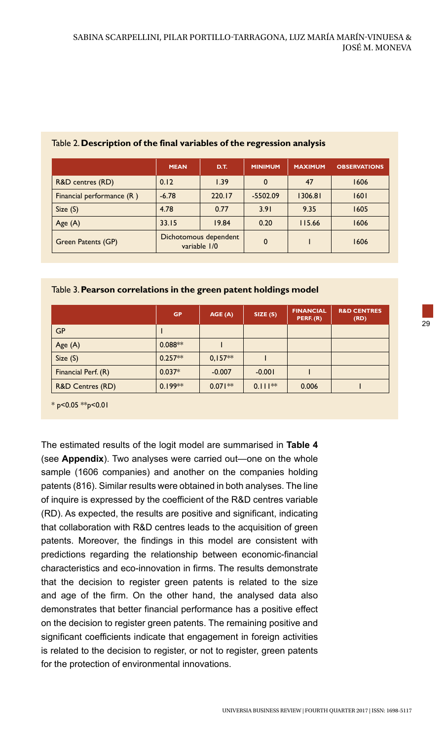Table 2. **Description of the final variables of the regression analysis**

| | MEAN | D.T. | MINIMUM | MAXIMUM | OBSERVATIONS |
|---|---|---|---|---|---|
| R&D centres (RD) | 0.12 | 1.39 | 0 | 47 | 1606 |
| Financial performance (R ) | -6.78 | 220.17 | -5502.09 | 1306.81 | 1601 |
| Size (S) | 4.78 | 0.77 | 3.91 | 9.35 | 1605 |
| Age (A) | 33.15 | 19.84 | 0.20 | 115.66 | 1606 |
| Green Patents (GP) | Dichotomous dependent variable 1/0 | | 0 | 1 | 1606 |

Table 3. **Pearson correlations in the green patent holdings model**

| | GP | AGE (A) | SIZE (S) | FINANCIAL PERF. (R) | R&D CENTRES (RD) |
|---|---|---|---|---|---|
| GP | 1 | | | | |
| Age (A) | 0.088** | 1 | | | |
| Size (S) | 0.257** | 0,157** | 1 | | |
| Financial Perf. (R) | 0.037* | -0.007 | -0.001 | 1 | |
| R&D Centres (RD) | 0.199** | 0.071** | 0.111** | 0.006 | 1 |

* $p<0.05$ ** $p<0.01$

The estimated results of the logit model are summarised in **Table 4** (see **Appendix**). Two analyses were carried out—one on the whole sample (1606 companies) and another on the companies holding patents (816). Similar results were obtained in both analyses. The line of inquire is expressed by the coefficient of the R&D centres variable (RD). As expected, the results are positive and significant, indicating that collaboration with R&D centres leads to the acquisition of green patents. Moreover, the findings in this model are consistent with predictions regarding the relationship between economic-financial characteristics and eco-innovation in firms. The results demonstrate that the decision to register green patents is related to the size and age of the firm. On the other hand, the analysed data also demonstrates that better financial performance has a positive effect on the decision to register green patents. The remaining positive and significant coefficients indicate that engagement in foreign activities is related to the decision to register, or not to register, green patents for the protection of environmental innovations.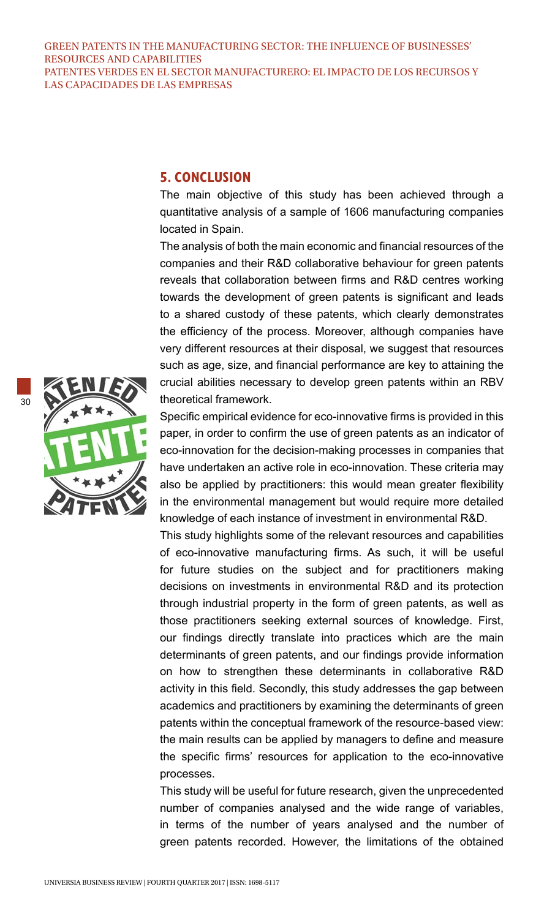## 5. CONCLUSION

The main objective of this study has been achieved through a quantitative analysis of a sample of 1606 manufacturing companies located in Spain.

The analysis of both the main economic and financial resources of the companies and their R&D collaborative behaviour for green patents reveals that collaboration between firms and R&D centres working towards the development of green patents is significant and leads to a shared custody of these patents, which clearly demonstrates the efficiency of the process. Moreover, although companies have very different resources at their disposal, we suggest that resources such as age, size, and financial performance are key to attaining the crucial abilities necessary to develop green patents within an RBV theoretical framework.

Specific empirical evidence for eco-innovative firms is provided in this paper, in order to confirm the use of green patents as an indicator of eco-innovation for the decision-making processes in companies that have undertaken an active role in eco-innovation. These criteria may also be applied by practitioners: this would mean greater flexibility in the environmental management but would require more detailed knowledge of each instance of investment in environmental R&D.

This study highlights some of the relevant resources and capabilities of eco-innovative manufacturing firms. As such, it will be useful for future studies on the subject and for practitioners making decisions on investments in environmental R&D and its protection through industrial property in the form of green patents, as well as those practitioners seeking external sources of knowledge. First, our findings directly translate into practices which are the main determinants of green patents, and our findings provide information on how to strengthen these determinants in collaborative R&D activity in this field. Secondly, this study addresses the gap between academics and practitioners by examining the determinants of green patents within the conceptual framework of the resource-based view: the main results can be applied by managers to define and measure the specific firms' resources for application to the eco-innovative processes.

This study will be useful for future research, given the unprecedented number of companies analysed and the wide range of variables, in terms of the number of years analysed and the number of green patents recorded. However, the limitations of the obtained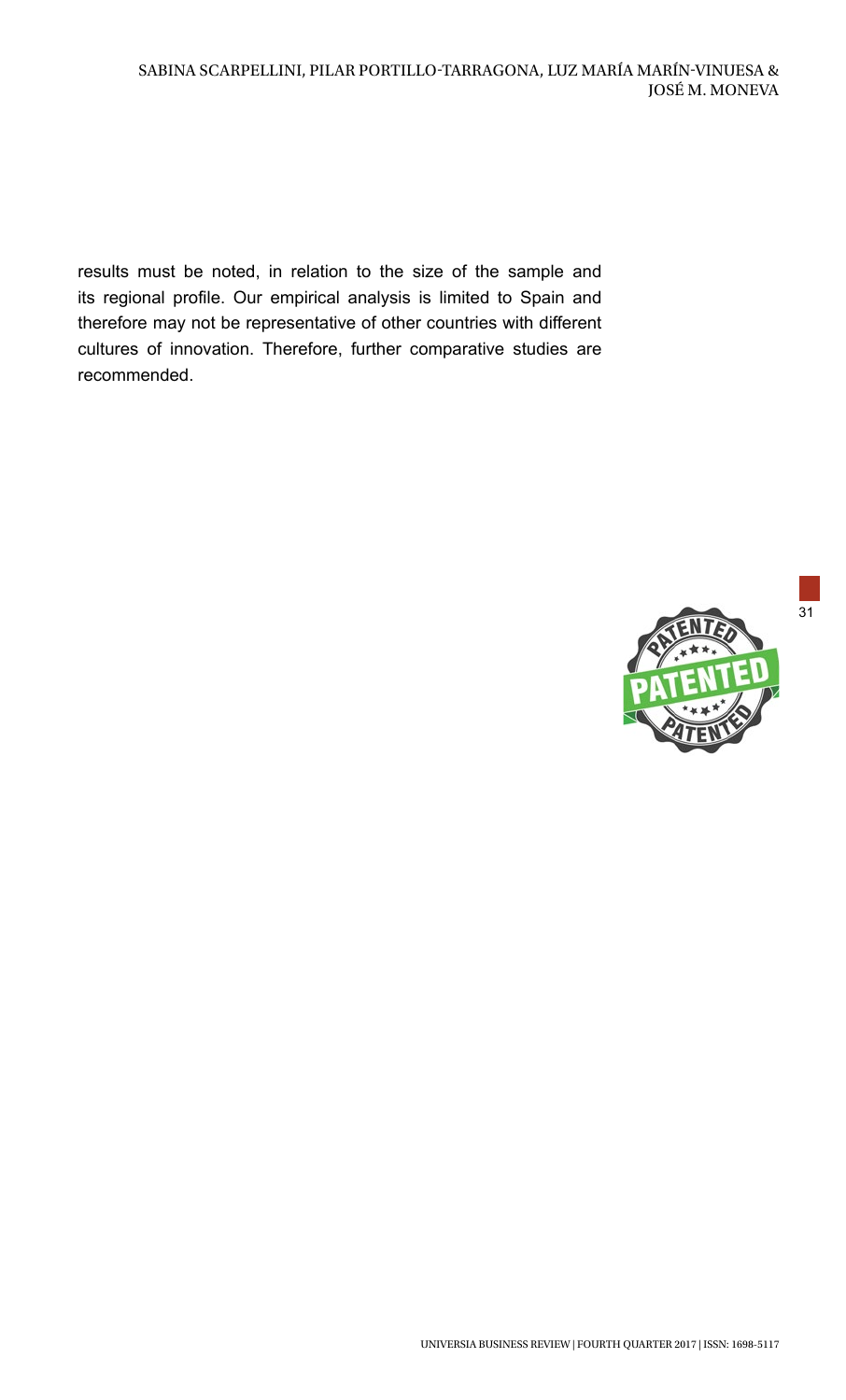results must be noted, in relation to the size of the sample and its regional profile. Our empirical analysis is limited to Spain and therefore may not be representative of other countries with different cultures of innovation. Therefore, further comparative studies are recommended.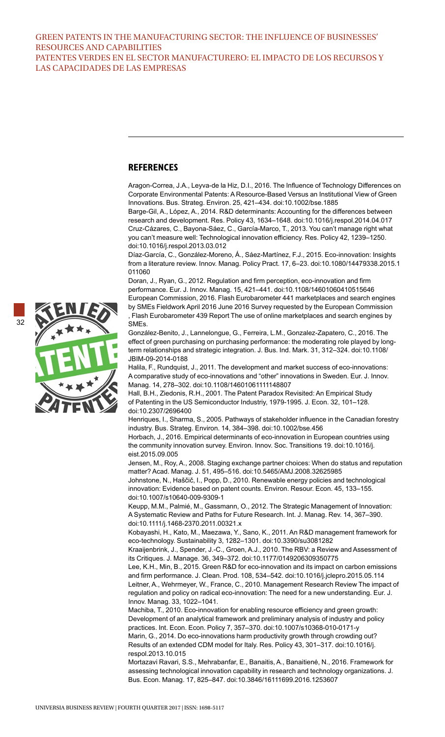## REFERENCES

Aragon-Correa, J.A., Leyva-de la Hiz, D.I., 2016. The Influence of Technology Differences on Corporate Environmental Patents: A Resource-Based Versus an Institutional View of Green Innovations. Bus. Strateg. Environ. 25, 421–434. doi:10.1002/bse.1885

Barge-Gil, A., López, A., 2014. R&D determinants: Accounting for the differences between research and development. Res. Policy 43, 1634–1648. doi:10.1016/j.respol.2014.04.017

Cruz-Cázares, C., Bayona-Sáez, C., García-Marco, T., 2013. You can't manage right what you can't measure well: Technological innovation efficiency. Res. Policy 42, 1239–1250. doi:10.1016/j.respol.2013.03.012

Díaz-García, C., González-Moreno, Á., Sáez-Martínez, F.J., 2015. Eco-innovation: Insights from a literature review. Innov. Manag. Policy Pract. 17, 6–23. doi:10.1080/14479338.2015.1011060

Doran, J., Ryan, G., 2012. Regulation and firm perception, eco-innovation and firm performance. Eur. J. Innov. Manag. 15, 421–441. doi:10.1108/14601060410515646

European Commission, 2016. Flash Eurobarometer 441 marketplaces and search engines by SMEs Fieldwork April 2016 June 2016 Survey requested by the European Commission , Flash Eurobarometer 439 Report The use of online marketplaces and search engines by SMEs.

González-Benito, J., Lannelongue, G., Ferreira, L.M., Gonzalez-Zapatero, C., 2016. The effect of green purchasing on purchasing performance: the moderating role played by long-term relationships and strategic integration. J. Bus. Ind. Mark. 31, 312–324. doi:10.1108/JBIM-09-2014-0188

Halila, F., Rundquist, J., 2011. The development and market success of eco-innovations: A comparative study of eco-innovations and "other" innovations in Sweden. Eur. J. Innov. Manag. 14, 278–302. doi:10.1108/14601061111148807

Hall, B.H., Ziedonis, R.H., 2001. The Patent Paradox Revisited: An Empirical Study of Patenting in the US Semiconductor Industriy, 1979-1995. J. Econ. 32, 101–128. doi:10.2307/2696400

Henriques, I., Sharma, S., 2005. Pathways of stakeholder influence in the Canadian forestry industry. Bus. Strateg. Environ. 14, 384–398. doi:10.1002/bse.456

Horbach, J., 2016. Empirical determinants of eco-innovation in European countries using the community innovation survey. Environ. Innov. Soc. Transitions 19. doi:10.1016/j.eist.2015.09.005

Jensen, M., Roy, A., 2008. Staging exchange partner choices: When do status and reputation matter? Acad. Manag. J. 51, 495–516. doi:10.5465/AMJ.2008.32625985

Johnstone, N., Haščič, I., Popp, D., 2010. Renewable energy policies and technological innovation: Evidence based on patent counts. Environ. Resour. Econ. 45, 133–155. doi:10.1007/s10640-009-9309-1

Keupp, M.M., Palmié, M., Gassmann, O., 2012. The Strategic Management of Innovation: A Systematic Review and Paths for Future Research. Int. J. Manag. Rev. 14, 367–390. doi:10.1111/j.1468-2370.2011.00321.x

Kobayashi, H., Kato, M., Maezawa, Y., Sano, K., 2011. An R&D management framework for eco-technology. Sustainability 3, 1282–1301. doi:10.3390/su3081282

Kraaijenbrink, J., Spender, J.-C., Groen, A.J., 2010. The RBV: a Review and Assessment of its Critiques. J. Manage. 36, 349–372. doi:10.1177/0149206309350775

Lee, K.H., Min, B., 2015. Green R&D for eco-innovation and its impact on carbon emissions and firm performance. J. Clean. Prod. 108, 534–542. doi:10.1016/j.jclepro.2015.05.114

Leitner, A., Wehrmeyer, W., France, C., 2010. Management Research Review The impact of regulation and policy on radical eco-innovation: The need for a new understanding. Eur. J. Innov. Manag. 33, 1022–1041.

Machiba, T., 2010. Eco-innovation for enabling resource efficiency and green growth: Development of an analytical framework and preliminary analysis of industry and policy practices. Int. Econ. Econ. Policy 7, 357–370. doi:10.1007/s10368-010-0171-y

Marin, G., 2014. Do eco-innovations harm productivity growth through crowding out? Results of an extended CDM model for Italy. Res. Policy 43, 301–317. doi:10.1016/j.respol.2013.10.015

Mortazavi Ravari, S.S., Mehrabanfar, E., Banaitis, A., Banaitienė, N., 2016. Framework for assessing technological innovation capability in research and technology organizations. J. Bus. Econ. Manag. 17, 825–847. doi:10.3846/16111699.2016.1253607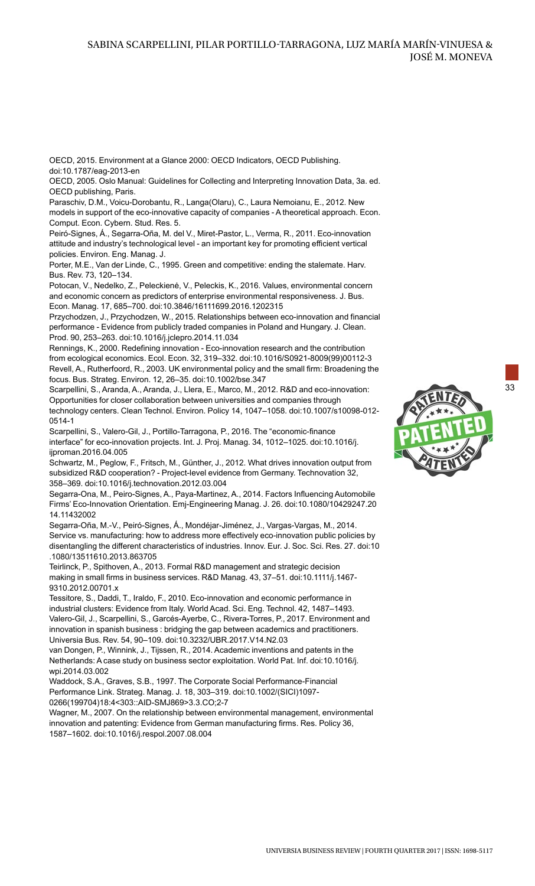OECD, 2015. Environment at a Glance 2000: OECD Indicators, OECD Publishing. doi:10.1787/eag-2013-en

OECD, 2005. Oslo Manual: Guidelines for Collecting and Interpreting Innovation Data, 3a. ed. OECD publishing, Paris.

Paraschiv, D.M., Voicu-Dorobantu, R., Langa(Olaru), C., Laura Nemoianu, E., 2012. New models in support of the eco-innovative capacity of companies - A theoretical approach. Econ. Comput. Econ. Cybern. Stud. Res. 5.

Peiró-Signes, Á., Segarra-Oña, M. del V., Miret-Pastor, L., Verma, R., 2011. Eco-innovation attitude and industry's technological level - an important key for promoting efficient vertical policies. Environ. Eng. Manag. J.

Porter, M.E., Van der Linde, C., 1995. Green and competitive: ending the stalemate. Harv. Bus. Rev. 73, 120–134.

Potocan, V., Nedelko, Z., Peleckienė, V., Peleckis, K., 2016. Values, environmental concern and economic concern as predictors of enterprise environmental responsiveness. J. Bus. Econ. Manag. 17, 685–700. doi:10.3846/16111699.2016.1202315

Przychodzen, J., Przychodzen, W., 2015. Relationships between eco-innovation and financial performance - Evidence from publicly traded companies in Poland and Hungary. J. Clean. Prod. 90, 253–263. doi:10.1016/j.jclepro.2014.11.034

Rennings, K., 2000. Redefining innovation - Eco-innovation research and the contribution from ecological economics. Ecol. Econ. 32, 319–332. doi:10.1016/S0921-8009(99)00112-3

Revell, A., Rutherfoord, R., 2003. UK environmental policy and the small firm: Broadening the focus. Bus. Strateg. Environ. 12, 26–35. doi:10.1002/bse.347

Scarpellini, S., Aranda, A., Aranda, J., Llera, E., Marco, M., 2012. R&D and eco-innovation: Opportunities for closer collaboration between universities and companies through technology centers. Clean Technol. Environ. Policy 14, 1047–1058. doi:10.1007/s10098-012-0514-1

Scarpellini, S., Valero-Gil, J., Portillo-Tarragona, P., 2016. The "economic-finance interface" for eco-innovation projects. Int. J. Proj. Manag. 34, 1012–1025. doi:10.1016/j.ijproman.2016.04.005

Schwartz, M., Peglow, F., Fritsch, M., Günther, J., 2012. What drives innovation output from subsidized R&D cooperation? - Project-level evidence from Germany. Technovation 32, 358–369. doi:10.1016/j.technovation.2012.03.004

Segarra-Ona, M., Peiro-Signes, A., Paya-Martinez, A., 2014. Factors Influencing Automobile Firms' Eco-Innovation Orientation. Emj-Engineering Manag. J. 26. doi:10.1080/10429247.2014.11432002

Segarra-Oña, M.-V., Peiró-Signes, Á., Mondéjar-Jiménez, J., Vargas-Vargas, M., 2014. Service vs. manufacturing: how to address more effectively eco-innovation public policies by disentangling the different characteristics of industries. Innov. Eur. J. Soc. Sci. Res. 27. doi:10.1080/13511610.2013.863705

Teirlinck, P., Spithoven, A., 2013. Formal R&D management and strategic decision making in small firms in business services. R&D Manag. 43, 37–51. doi:10.1111/j.1467-9310.2012.00701.x

Tessitore, S., Daddi, T., Iraldo, F., 2010. Eco-innovation and economic performance in industrial clusters: Evidence from Italy. World Acad. Sci. Eng. Technol. 42, 1487–1493.

Valero-Gil, J., Scarpellini, S., Garcés-Ayerbe, C., Rivera-Torres, P., 2017. Environment and innovation in spanish business : bridging the gap between academics and practitioners. Universia Bus. Rev. 54, 90–109. doi:10.3232/UBR.2017.V14.N2.03

van Dongen, P., Winnink, J., Tijssen, R., 2014. Academic inventions and patents in the Netherlands: A case study on business sector exploitation. World Pat. Inf. doi:10.1016/j.wpi.2014.03.002

Waddock, S.A., Graves, S.B., 1997. The Corporate Social Performance-Financial Performance Link. Strateg. Manag. J. 18, 303–319. doi:10.1002/(SICI)1097-0266(199704)18:4<303::AID-SMJ869>3.3.CO;2-7

Wagner, M., 2007. On the relationship between environmental management, environmental innovation and patenting: Evidence from German manufacturing firms. Res. Policy 36, 1587–1602. doi:10.1016/j.respol.2007.08.004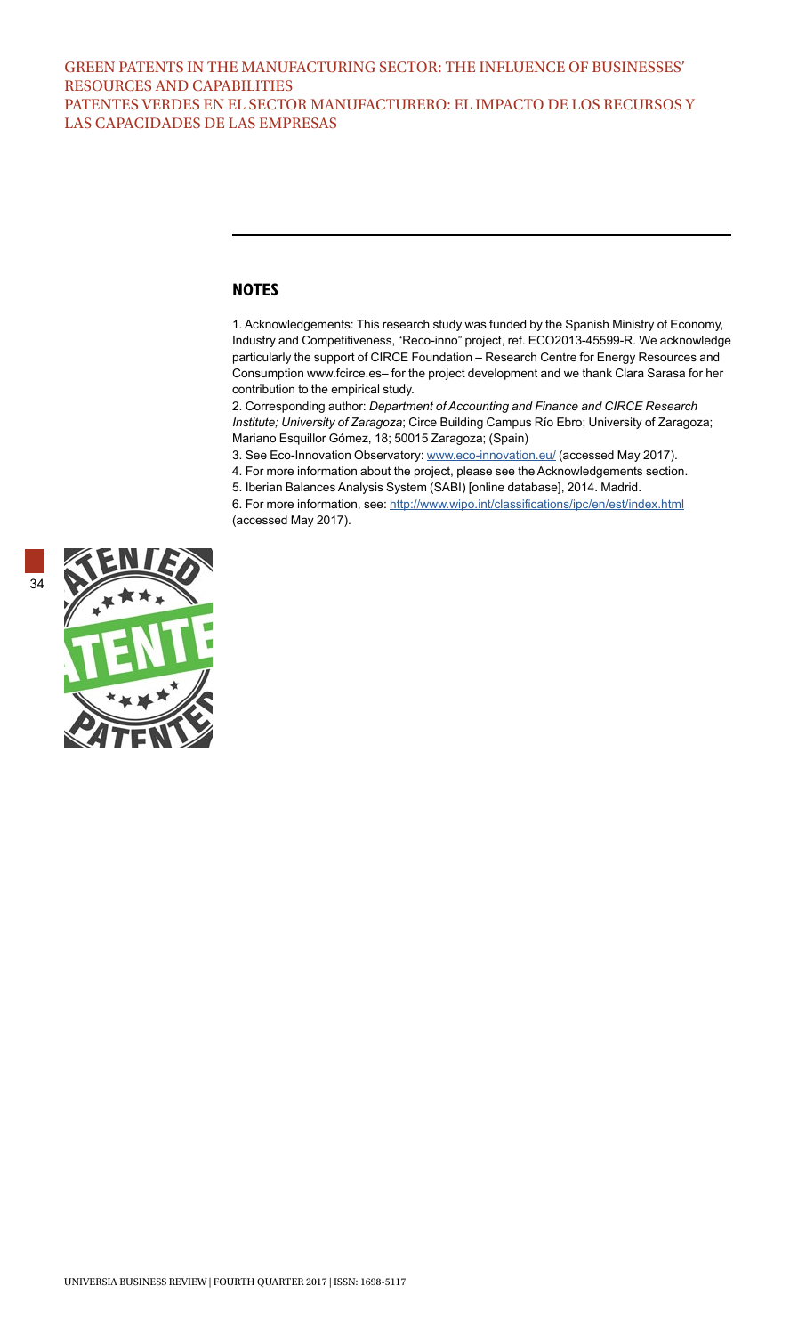## NOTES

1. Acknowledgements: This research study was funded by the Spanish Ministry of Economy, Industry and Competitiveness, "Reco-inno" project, ref. ECO2013-45599-R. We acknowledge particularly the support of CIRCE Foundation – Research Centre for Energy Resources and Consumption www.fcirce.es– for the project development and we thank Clara Sarasa for her contribution to the empirical study.

2. Corresponding author: *Department of Accounting and Finance and CIRCE Research Institute; University of Zaragoza*; Circe Building Campus Río Ebro; University of Zaragoza; Mariano Esquillor Gómez, 18; 50015 Zaragoza; (Spain)

3. See Eco-Innovation Observatory: www.eco-innovation.eu/ (accessed May 2017).

4. For more information about the project, please see the Acknowledgements section.

5. Iberian Balances Analysis System (SABI) [online database], 2014. Madrid.

6. For more information, see: http://www.wipo.int/classifications/ipc/en/est/index.html (accessed May 2017).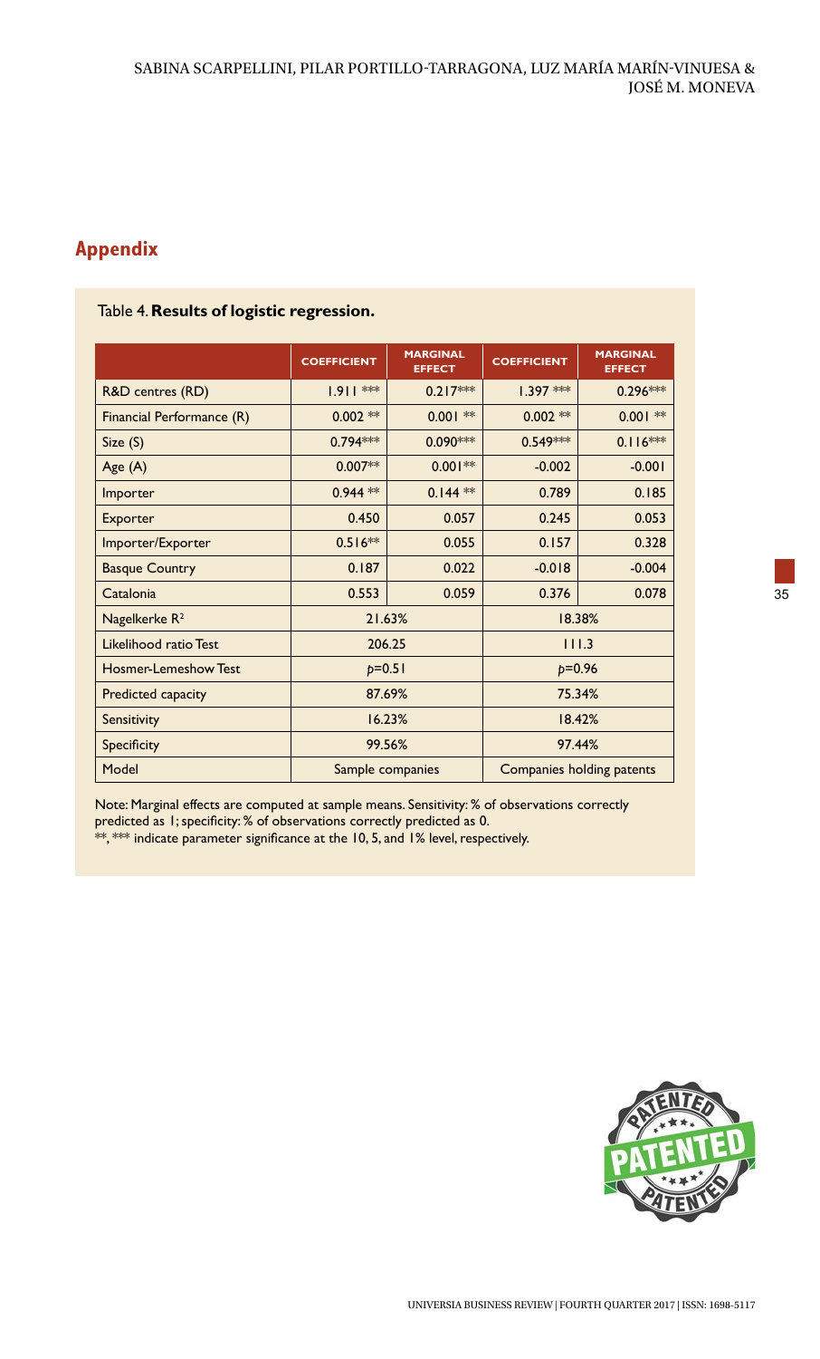## Appendix

Table 4. **Results of logistic regression.**

| | COEFFICIENT | MARGINAL EFFECT | COEFFICIENT | MARGINAL EFFECT |
|---|---|---|---|---|
| R&D centres (RD) | 1.911 *** | 0.217*** | 1.397 *** | 0.296*** |
| Financial Performance (R) | 0.002 ** | 0.001 ** | 0.002 ** | 0.001 ** |
| Size (S) | 0.794*** | 0.090*** | 0.549*** | 0.116*** |
| Age (A) | 0.007** | 0.001** | -0.002 | -0.001 |
| Importer | 0.944 ** | 0.144 ** | 0.789 | 0.185 |
| Exporter | 0.450 | 0.057 | 0.245 | 0.053 |
| Importer/Exporter | 0.516** | 0.055 | 0.157 | 0.328 |
| Basque Country | 0.187 | 0.022 | -0.018 | -0.004 |
| Catalonia | 0.553 | 0.059 | 0.376 | 0.078 |
| Nagelkerke $R^2$ | 21.63% | | 18.38% | |
| Likelihood ratio Test | 206.25 | | 111.3 | |
| Hosmer-Lemeshow Test | $p$=0.51 | | $p$=0.96 | |
| Predicted capacity | 87.69% | | 75.34% | |
| Sensitivity | 16.23% | | 18.42% | |
| Specificity | 99.56% | | 97.44% | |
| Model | Sample companies | | Companies holding patents | |

Note: Marginal effects are computed at sample means. Sensitivity: % of observations correctly predicted as 1; specificity: % of observations correctly predicted as 0.
**, *** indicate parameter significance at the 10, 5, and 1% level, respectively.